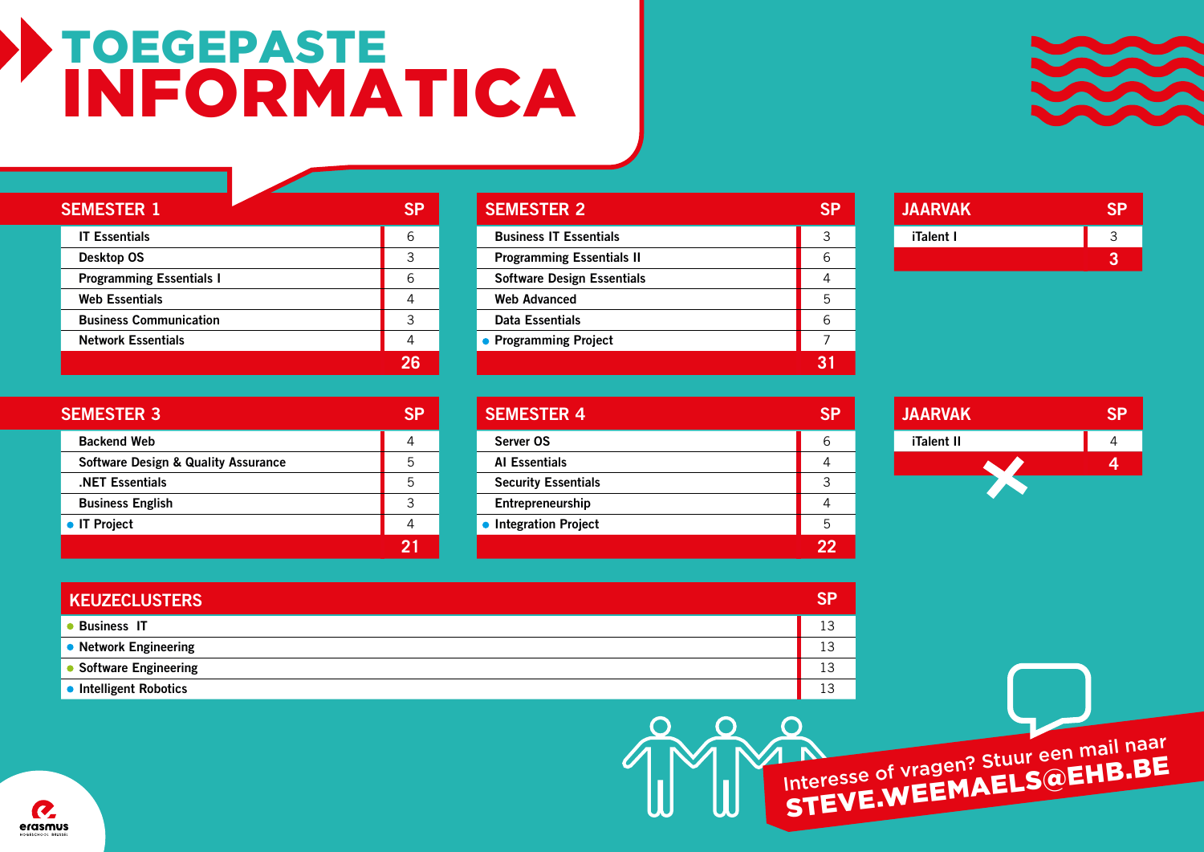# TOEGEPASTE INFORMATICA

| SEMESTER 1 | SP |
|---|---|
| IT Essentials | 6 |
| Desktop OS | 3 |
| Programming Essentials I | 6 |
| Web Essentials | 4 |
| Business Communication | 3 |
| Network Essentials | 4 |
| | **26** |

| SEMESTER 2 | SP |
|---|---|
| Business IT Essentials | 3 |
| Programming Essentials II | 6 |
| Software Design Essentials | 4 |
| Web Advanced | 5 |
| Data Essentials | 6 |
| • Programming Project | 7 |
| | **31** |

| JAARVAK | SP |
|---|---|
| iTalent I | 3 |
| | **3** |

| SEMESTER 3 | SP |
|---|---|
| Backend Web | 4 |
| Software Design & Quality Assurance | 5 |
| .NET Essentials | 5 |
| Business English | 3 |
| • IT Project | 4 |
| | **21** |

| SEMESTER 4 | SP |
|---|---|
| Server OS | 6 |
| AI Essentials | 4 |
| Security Essentials | 3 |
| Entrepreneurship | 4 |
| • Integration Project | 5 |
| | **22** |

| JAARVAK | SP |
|---|---|
| iTalent II | 4 |
| | **4** |

| KEUZECLUSTERS | SP |
|---|---|
| • Business IT | 13 |
| • Network Engineering | 13 |
| • Software Engineering | 13 |
| • Intelligent Robotics | 13 |

Interesse of vragen? Stuur een mail naar **STEVE.WEEMAELS@EHB.BE**

erasmus hogeschool brussel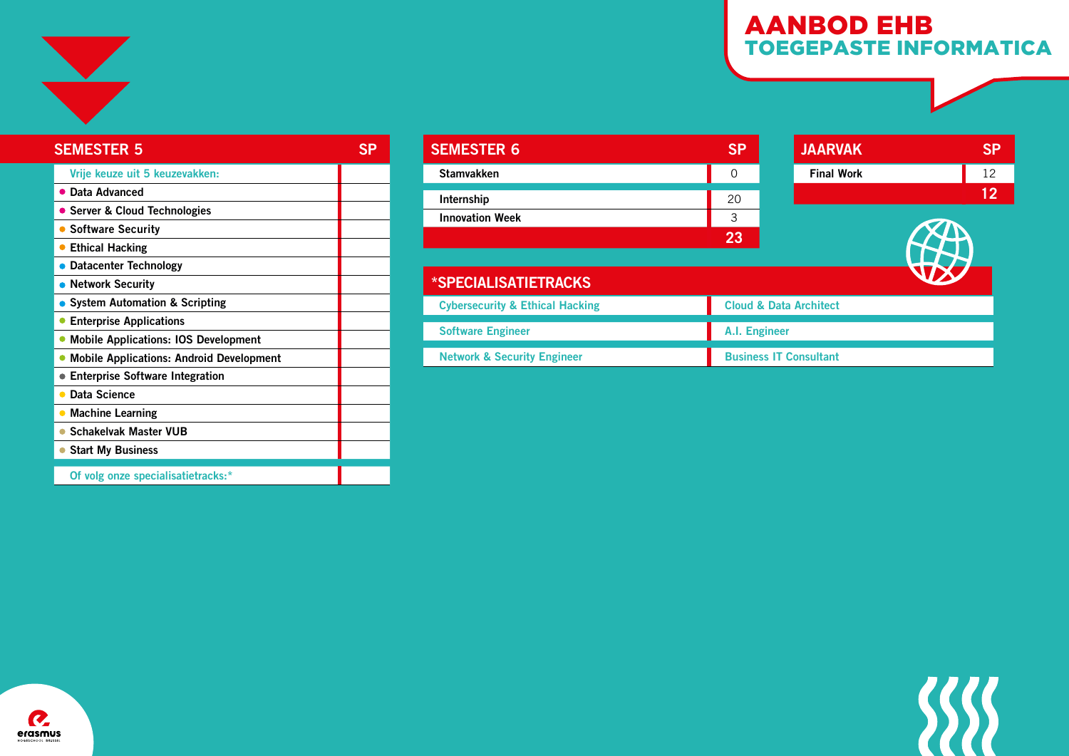# AANBOD EHB
## TOEGEPASTE INFORMATICA

| SEMESTER 5 | SP |
|---|---|
| Vrije keuze uit 5 keuzevakken: | |
| • Data Advanced | |
| • Server & Cloud Technologies | |
| • Software Security | |
| • Ethical Hacking | |
| • Datacenter Technology | |
| • Network Security | |
| • System Automation & Scripting | |
| • Enterprise Applications | |
| • Mobile Applications: IOS Development | |
| • Mobile Applications: Android Development | |
| • Enterprise Software Integration | |
| • Data Science | |
| • Machine Learning | |
| • Schakelvak Master VUB | |
| • Start My Business | |
| Of volg onze specialisatietracks:* | |

| SEMESTER 6 | SP |
|---|---|
| Stamvakken | 0 |
| Internship | 20 |
| Innovation Week | 3 |
| | **23** |

| JAARVAK | SP |
|---|---|
| Final Work | 12 |
| | **12** |

| *SPECIALISATIETRACKS | |
|---|---|
| Cybersecurity & Ethical Hacking | Cloud & Data Architect |
| Software Engineer | A.I. Engineer |
| Network & Security Engineer | Business IT Consultant |